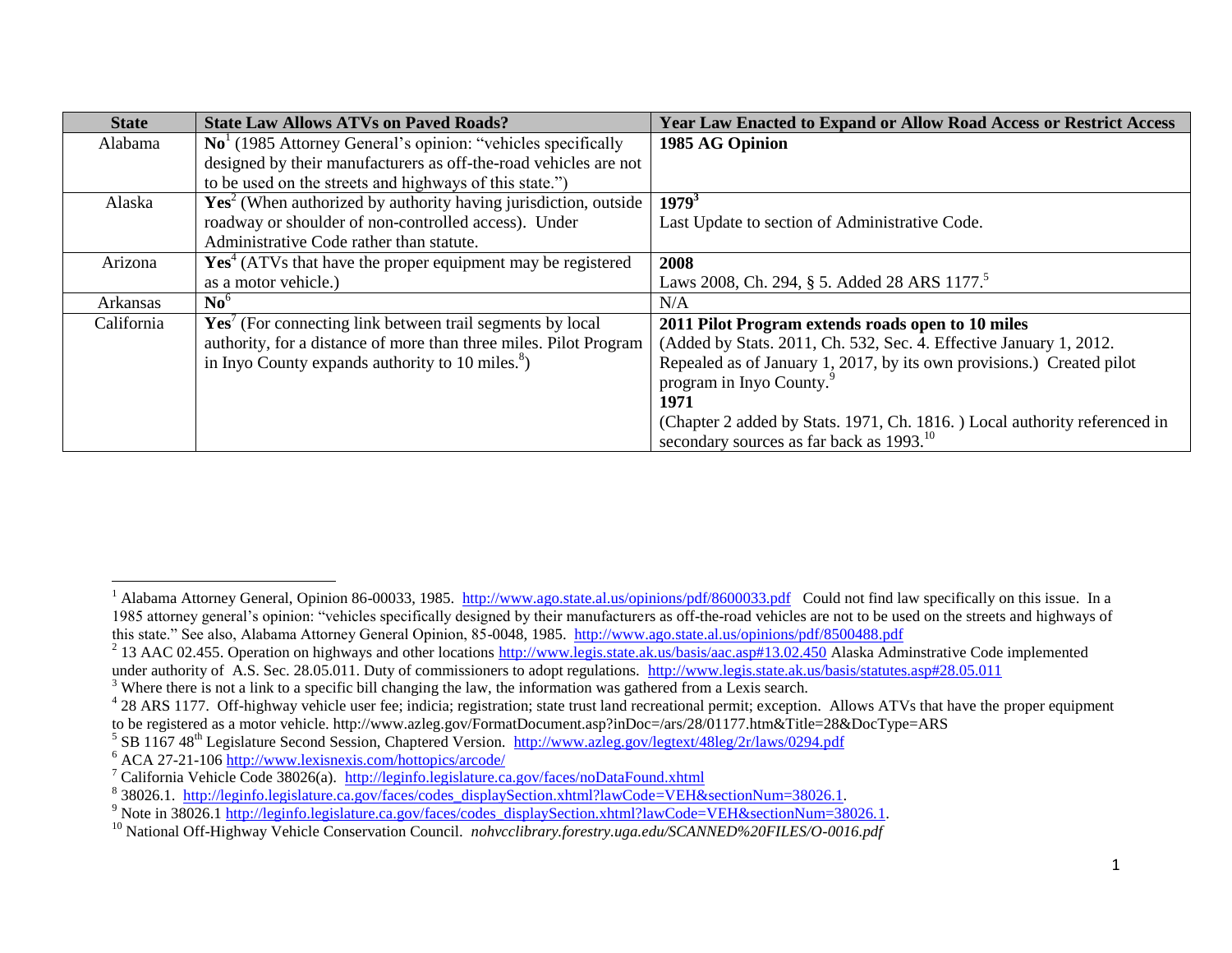| State | State Law Allows ATVs on Paved Roads? | Year Law Enacted to Expand or Allow Road Access or Restrict Access |
|---|---|---|
| Alabama | **No**[1] (1985 Attorney General's opinion: "vehicles specifically designed by their manufacturers as off-the-road vehicles are not to be used on the streets and highways of this state.") | **1985 AG Opinion** |
| Alaska | **Yes**[2] (When authorized by authority having jurisdiction, outside roadway or shoulder of non-controlled access). Under Administrative Code rather than statute. | **1979**[3] <br> Last Update to section of Administrative Code. |
| Arizona | **Yes**[4] (ATVs that have the proper equipment may be registered as a motor vehicle.) | **2008** <br> Laws 2008, Ch. 294, § 5. Added 28 ARS 1177.[5] |
| Arkansas | **No**[6] | N/A |
| California | **Yes**[7] (For connecting link between trail segments by local authority, for a distance of more than three miles. Pilot Program in Inyo County expands authority to 10 miles.[8]) | **2011 Pilot Program extends roads open to 10 miles** <br> (Added by Stats. 2011, Ch. 532, Sec. 4. Effective January 1, 2012. Repealed as of January 1, 2017, by its own provisions.) Created pilot program in Inyo County.[9] <br> **1971** <br> (Chapter 2 added by Stats. 1971, Ch. 1816. ) Local authority referenced in secondary sources as far back as 1993.[10] |

[1] Alabama Attorney General, Opinion 86-00033, 1985. http://www.ago.state.al.us/opinions/pdf/8600033.pdf Could not find law specifically on this issue. In a 1985 attorney general's opinion: "vehicles specifically designed by their manufacturers as off-the-road vehicles are not to be used on the streets and highways of this state." See also, Alabama Attorney General Opinion, 85-0048, 1985. http://www.ago.state.al.us/opinions/pdf/8500488.pdf

[2] 13 AAC 02.455. Operation on highways and other locations http://www.legis.state.ak.us/basis/aac.asp#13.02.450 Alaska Adminstrative Code implemented under authority of A.S. Sec. 28.05.011. Duty of commissioners to adopt regulations. http://www.legis.state.ak.us/basis/statutes.asp#28.05.011

[3] Where there is not a link to a specific bill changing the law, the information was gathered from a Lexis search.

[4] 28 ARS 1177. Off-highway vehicle user fee; indicia; registration; state trust land recreational permit; exception. Allows ATVs that have the proper equipment to be registered as a motor vehicle. http://www.azleg.gov/FormatDocument.asp?inDoc=/ars/28/01177.htm&Title=28&DocType=ARS

[5] SB 1167 48th Legislature Second Session, Chaptered Version. http://www.azleg.gov/legtext/48leg/2r/laws/0294.pdf

[6] ACA 27-21-106 http://www.lexisnexis.com/hottopics/arcode/

[7] California Vehicle Code 38026(a). http://leginfo.legislature.ca.gov/faces/noDataFound.xhtml

[8] 38026.1. http://leginfo.legislature.ca.gov/faces/codes_displaySection.xhtml?lawCode=VEH&sectionNum=38026.1.

[9] Note in 38026.1 http://leginfo.legislature.ca.gov/faces/codes_displaySection.xhtml?lawCode=VEH&sectionNum=38026.1.

[10] National Off-Highway Vehicle Conservation Council. *nohvcclibrary.forestry.uga.edu/SCANNED%20FILES/O-0016.pdf*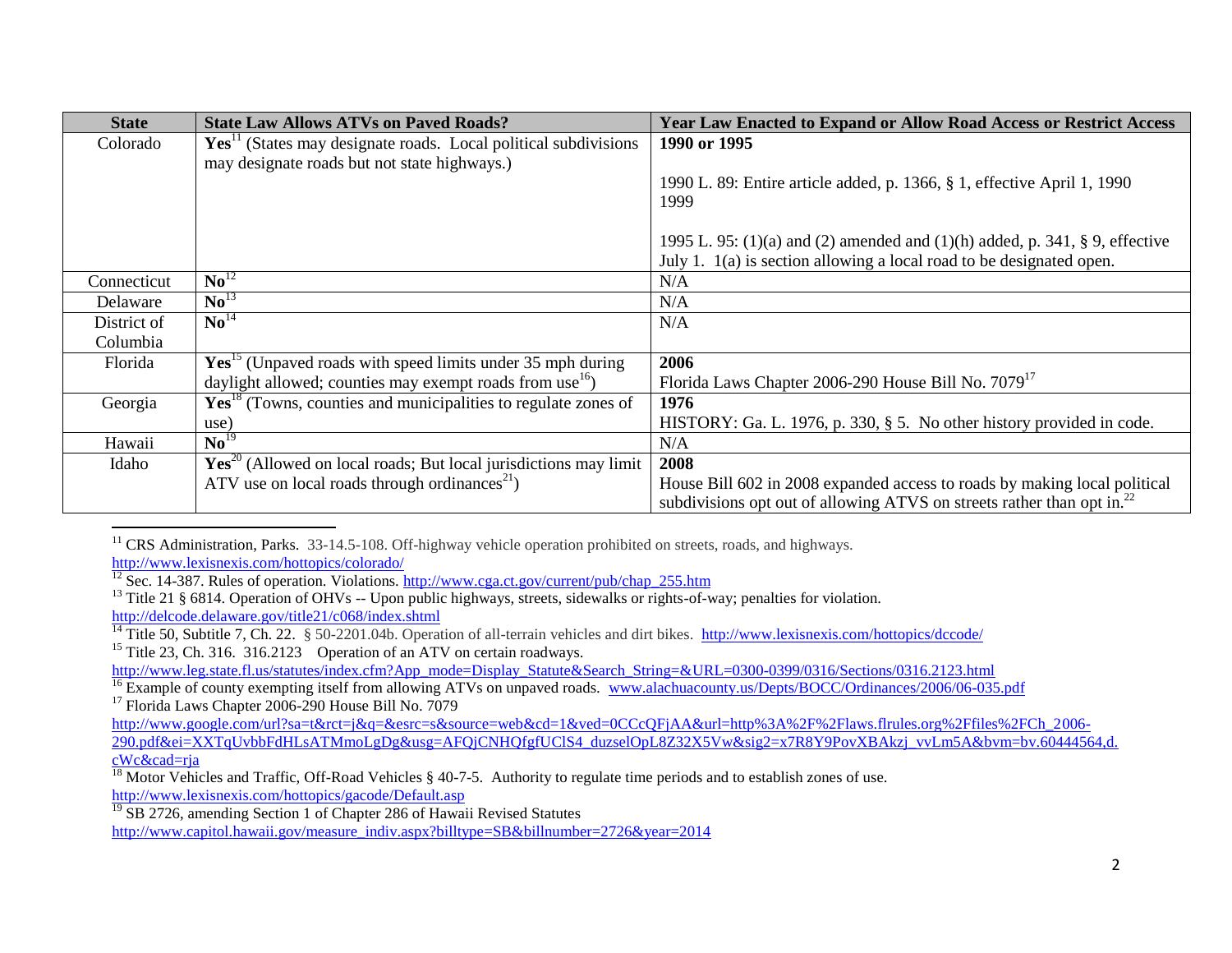| State | State Law Allows ATVs on Paved Roads? | Year Law Enacted to Expand or Allow Road Access or Restrict Access |
|---|---|---|
| Colorado | **Yes**[11] (States may designate roads. Local political subdivisions may designate roads but not state highways.) | **1990 or 1995**<br><br>1990 L. 89: Entire article added, p. 1366, § 1, effective April 1, 1990 1999<br><br>1995 L. 95: (1)(a) and (2) amended and (1)(h) added, p. 341, § 9, effective July 1. 1(a) is section allowing a local road to be designated open. |
| Connecticut | **No**[12] | N/A |
| Delaware | **No**[13] | N/A |
| District of Columbia | **No**[14] | N/A |
| Florida | **Yes**[15] (Unpaved roads with speed limits under 35 mph during daylight allowed; counties may exempt roads from use[16]) | **2006**<br>Florida Laws Chapter 2006-290 House Bill No. 7079[17] |
| Georgia | **Yes**[18] (Towns, counties and municipalities to regulate zones of use) | **1976**<br>HISTORY: Ga. L. 1976, p. 330, § 5. No other history provided in code. |
| Hawaii | **No**[19] | N/A |
| Idaho | **Yes**[20] (Allowed on local roads; But local jurisdictions may limit ATV use on local roads through ordinances[21]) | **2008**<br>House Bill 602 in 2008 expanded access to roads by making local political subdivisions opt out of allowing ATVS on streets rather than opt in.[22] |

[11] CRS Administration, Parks. 33-14.5-108. Off-highway vehicle operation prohibited on streets, roads, and highways. http://www.lexisnexis.com/hottopics/colorado/

[12] Sec. 14-387. Rules of operation. Violations. http://www.cga.ct.gov/current/pub/chap_255.htm

[13] Title 21 § 6814. Operation of OHVs -- Upon public highways, streets, sidewalks or rights-of-way; penalties for violation. http://delcode.delaware.gov/title21/c068/index.shtml

[14] Title 50, Subtitle 7, Ch. 22. § 50-2201.04b. Operation of all-terrain vehicles and dirt bikes. http://www.lexisnexis.com/hottopics/dccode/

[15] Title 23, Ch. 316. 316.2123 Operation of an ATV on certain roadways. http://www.leg.state.fl.us/statutes/index.cfm?App_mode=Display_Statute&Search_String=&URL=0300-0399/0316/Sections/0316.2123.html

[16] Example of county exempting itself from allowing ATVs on unpaved roads. www.alachuacounty.us/Depts/BOCC/Ordinances/2006/06-035.pdf

[17] Florida Laws Chapter 2006-290 House Bill No. 7079 http://www.google.com/url?sa=t&rct=j&q=&esrc=s&source=web&cd=1&ved=0CCcQFjAA&url=http%3A%2F%2Flaws.flrules.org%2Ffiles%2FCh_2006-290.pdf&ei=XXTqUvbbFdHLsATMmoLgDg&usg=AFQjCNHQfgfUClS4_duzselOpL8Z32X5Vw&sig2=x7R8Y9PovXBAkzj_vvLm5A&bvm=bv.60444564,d.cWc&cad=rja

[18] Motor Vehicles and Traffic, Off-Road Vehicles § 40-7-5. Authority to regulate time periods and to establish zones of use. http://www.lexisnexis.com/hottopics/gacode/Default.asp

[19] SB 2726, amending Section 1 of Chapter 286 of Hawaii Revised Statutes http://www.capitol.hawaii.gov/measure_indiv.aspx?billtype=SB&billnumber=2726&year=2014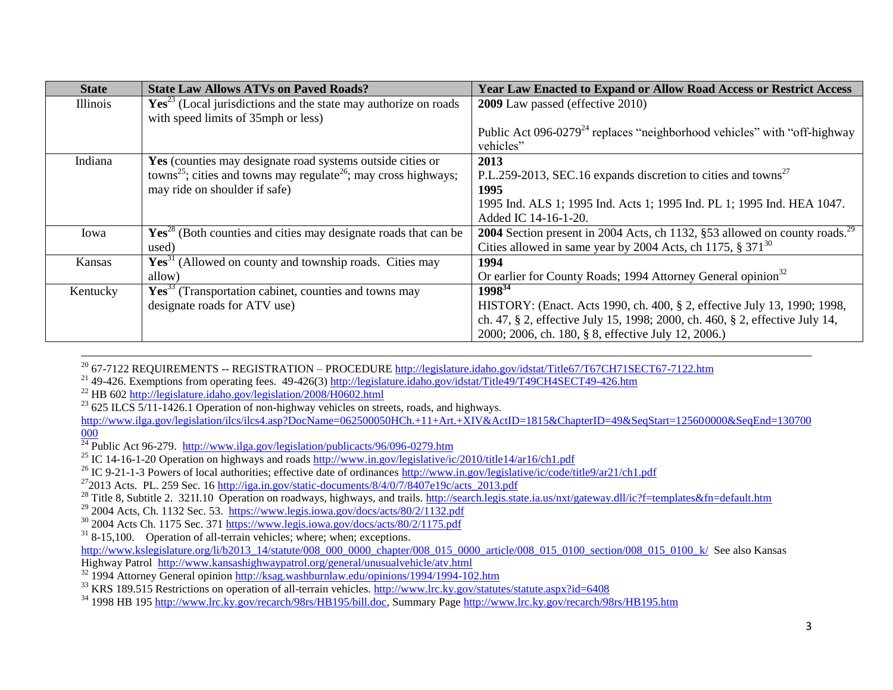| State | State Law Allows ATVs on Paved Roads? | Year Law Enacted to Expand or Allow Road Access or Restrict Access |
|---|---|---|
| Illinois | **Yes**[23] (Local jurisdictions and the state may authorize on roads with speed limits of 35mph or less) | **2009** Law passed (effective 2010)<br><br>Public Act 096-0279[24] replaces "neighborhood vehicles" with "off-highway vehicles" |
| Indiana | **Yes** (counties may designate road systems outside cities or towns[25]; cities and towns may regulate[26]; may cross highways; may ride on shoulder if safe) | **2013**<br>P.L.259-2013, SEC.16 expands discretion to cities and towns[27]<br>**1995**<br>1995 Ind. ALS 1; 1995 Ind. Acts 1; 1995 Ind. PL 1; 1995 Ind. HEA 1047. Added IC 14-16-1-20. |
| Iowa | **Yes**[28] (Both counties and cities may designate roads that can be used) | **2004** Section present in 2004 Acts, ch 1132, §53 allowed on county roads.[29] Cities allowed in same year by 2004 Acts, ch 1175, § 371[30] |
| Kansas | **Yes**[31] (Allowed on county and township roads. Cities may allow) | **1994**<br>Or earlier for County Roads; 1994 Attorney General opinion[32] |
| Kentucky | **Yes**[33] (Transportation cabinet, counties and towns may designate roads for ATV use) | **1998**[34]<br>HISTORY: (Enact. Acts 1990, ch. 400, § 2, effective July 13, 1990; 1998, ch. 47, § 2, effective July 15, 1998; 2000, ch. 460, § 2, effective July 14, 2000; 2006, ch. 180, § 8, effective July 12, 2006.) |

---

[20] 67-7122 REQUIREMENTS -- REGISTRATION – PROCEDURE http://legislature.idaho.gov/idstat/Title67/T67CH71SECT67-7122.htm

[21] 49-426. Exemptions from operating fees. 49-426(3) http://legislature.idaho.gov/idstat/Title49/T49CH4SECT49-426.htm

[22] HB 602 http://legislature.idaho.gov/legislation/2008/H0602.html

[23] 625 ILCS 5/11-1426.1 Operation of non-highway vehicles on streets, roads, and highways. http://www.ilga.gov/legislation/ilcs/ilcs4.asp?DocName=062500050HCh.+11+Art.+XIV&ActID=1815&ChapterID=49&SeqStart=125600000&SeqEnd=130700000

[24] Public Act 96-279. http://www.ilga.gov/legislation/publicacts/96/096-0279.htm

[25] IC 14-16-1-20 Operation on highways and roads http://www.in.gov/legislative/ic/2010/title14/ar16/ch1.pdf

[26] IC 9-21-1-3 Powers of local authorities; effective date of ordinances http://www.in.gov/legislative/ic/code/title9/ar21/ch1.pdf

[27] 2013 Acts. PL. 259 Sec. 16 http://iga.in.gov/static-documents/8/4/0/7/8407e19c/acts_2013.pdf

[28] Title 8, Subtitle 2. 321I.10 Operation on roadways, highways, and trails. http://search.legis.state.ia.us/nxt/gateway.dll/ic?f=templates&fn=default.htm

[29] 2004 Acts, Ch. 1132 Sec. 53. https://www.legis.iowa.gov/docs/acts/80/2/1132.pdf

[30] 2004 Acts Ch. 1175 Sec. 371 https://www.legis.iowa.gov/docs/acts/80/2/1175.pdf

[31] 8-15,100. Operation of all-terrain vehicles; where; when; exceptions. http://www.kslegislature.org/li/b2013_14/statute/008_000_0000_chapter/008_015_0000_article/008_015_0100_section/008_015_0100_k/ See also Kansas Highway Patrol http://www.kansashighwaypatrol.org/general/unusualvehicle/atv.html

[32] 1994 Attorney General opinion http://ksag.washburnlaw.edu/opinions/1994/1994-102.htm

[33] KRS 189.515 Restrictions on operation of all-terrain vehicles. http://www.lrc.ky.gov/statutes/statute.aspx?id=6408

[34] 1998 HB 195 http://www.lrc.ky.gov/recarch/98rs/HB195/bill.doc, Summary Page http://www.lrc.ky.gov/recarch/98rs/HB195.htm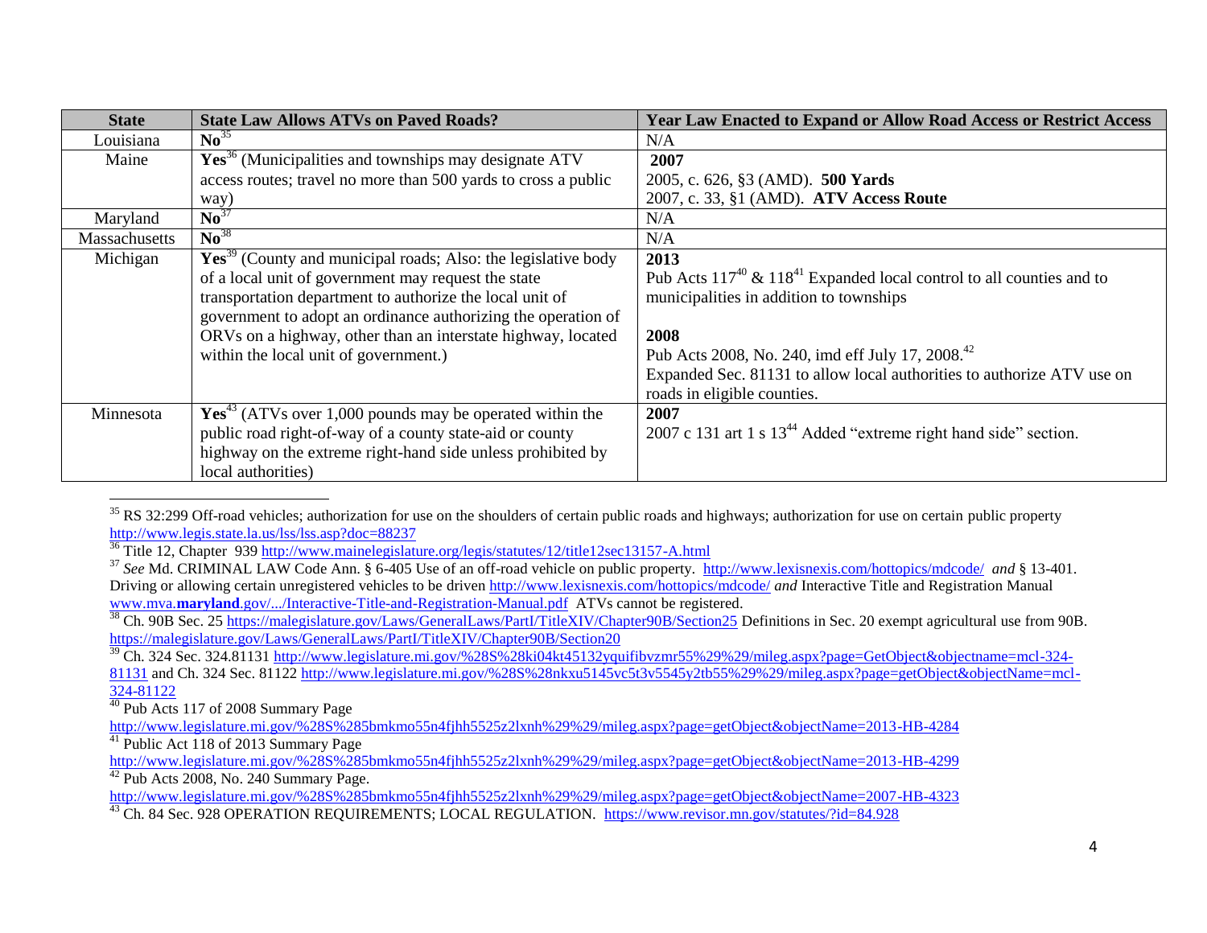| State | State Law Allows ATVs on Paved Roads? | Year Law Enacted to Expand or Allow Road Access or Restrict Access |
|---|---|---|
| Louisiana | **No**[35] | N/A |
| Maine | **Yes**[36] (Municipalities and townships may designate ATV access routes; travel no more than 500 yards to cross a public way) | **2007**<br>2005, c. 626, §3 (AMD). **500 Yards**<br>2007, c. 33, §1 (AMD). **ATV Access Route** |
| Maryland | **No**[37] | N/A |
| Massachusetts | **No**[38] | N/A |
| Michigan | **Yes**[39] (County and municipal roads; Also: the legislative body of a local unit of government may request the state transportation department to authorize the local unit of government to adopt an ordinance authorizing the operation of ORVs on a highway, other than an interstate highway, located within the local unit of government.) | **2013**<br>Pub Acts 117[40] & 118[41] Expanded local control to all counties and to municipalities in addition to townships<br><br>**2008**<br>Pub Acts 2008, No. 240, imd eff July 17, 2008.[42]<br>Expanded Sec. 81131 to allow local authorities to authorize ATV use on roads in eligible counties. |
| Minnesota | **Yes**[43] (ATVs over 1,000 pounds may be operated within the public road right-of-way of a county state-aid or county highway on the extreme right-hand side unless prohibited by local authorities) | **2007**<br>2007 c 131 art 1 s 13[44] Added "extreme right hand side" section. |

---

[35] RS 32:299 Off-road vehicles; authorization for use on the shoulders of certain public roads and highways; authorization for use on certain public property http://www.legis.state.la.us/lss/lss.asp?doc=88237

[36] Title 12, Chapter 939 http://www.mainelegislature.org/legis/statutes/12/title12sec13157-A.html

[37] *See* Md. CRIMINAL LAW Code Ann. § 6-405 Use of an off-road vehicle on public property. http://www.lexisnexis.com/hottopics/mdcode/ *and* § 13-401. Driving or allowing certain unregistered vehicles to be driven http://www.lexisnexis.com/hottopics/mdcode/ *and* Interactive Title and Registration Manual www.mva.**maryland**.gov/.../Interactive-Title-and-Registration-Manual.pdf ATVs cannot be registered.

[38] Ch. 90B Sec. 25 https://malegislature.gov/Laws/GeneralLaws/PartI/TitleXIV/Chapter90B/Section25 Definitions in Sec. 20 exempt agricultural use from 90B. https://malegislature.gov/Laws/GeneralLaws/PartI/TitleXIV/Chapter90B/Section20

[39] Ch. 324 Sec. 324.81131 http://www.legislature.mi.gov/%28S%28ki04kt45132yquifibvzmr55%29%29/mileg.aspx?page=GetObject&objectname=mcl-324-81131 and Ch. 324 Sec. 81122 http://www.legislature.mi.gov/%28S%28nkxu5145vc5t3v5545y2tb55%29%29/mileg.aspx?page=getObject&objectName=mcl-324-81122

[40] Pub Acts 117 of 2008 Summary Page http://www.legislature.mi.gov/%28S%285bmkmo55n4fjhh5525z2lxnh%29%29/mileg.aspx?page=getObject&objectName=2013-HB-4284

[41] Public Act 118 of 2013 Summary Page http://www.legislature.mi.gov/%28S%285bmkmo55n4fjhh5525z2lxnh%29%29/mileg.aspx?page=getObject&objectName=2013-HB-4299

[42] Pub Acts 2008, No. 240 Summary Page. http://www.legislature.mi.gov/%28S%285bmkmo55n4fjhh5525z2lxnh%29%29/mileg.aspx?page=getObject&objectName=2007-HB-4323

[43] Ch. 84 Sec. 928 OPERATION REQUIREMENTS; LOCAL REGULATION. https://www.revisor.mn.gov/statutes/?id=84.928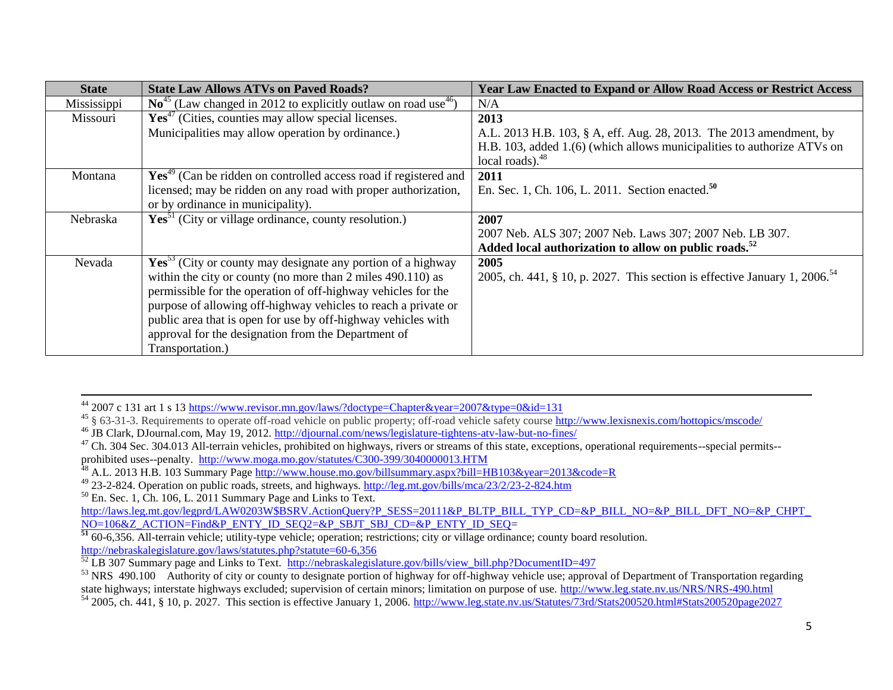| State | State Law Allows ATVs on Paved Roads? | Year Law Enacted to Expand or Allow Road Access or Restrict Access |
|---|---|---|
| Mississippi | **No**[45] (Law changed in 2012 to explicitly outlaw on road use[46]) | N/A |
| Missouri | **Yes**[47] (Cities, counties may allow special licenses. Municipalities may allow operation by ordinance.) | **2013**<br>A.L. 2013 H.B. 103, § A, eff. Aug. 28, 2013. The 2013 amendment, by H.B. 103, added 1.(6) (which allows municipalities to authorize ATVs on local roads).[48] |
| Montana | **Yes**[49] (Can be ridden on controlled access road if registered and licensed; may be ridden on any road with proper authorization, or by ordinance in municipality). | **2011**<br>En. Sec. 1, Ch. 106, L. 2011. Section enacted.[50] |
| Nebraska | **Yes**[51] (City or village ordinance, county resolution.) | **2007**<br>2007 Neb. ALS 307; 2007 Neb. Laws 307; 2007 Neb. LB 307.<br>**Added local authorization to allow on public roads.**[52] |
| Nevada | **Yes**[53] (City or county may designate any portion of a highway within the city or county (no more than 2 miles 490.110) as permissible for the operation of off-highway vehicles for the purpose of allowing off-highway vehicles to reach a private or public area that is open for use by off-highway vehicles with approval for the designation from the Department of Transportation.) | **2005**<br>2005, ch. 441, § 10, p. 2027. This section is effective January 1, 2006.[54] |

---

[44] 2007 c 131 art 1 s 13 https://www.revisor.mn.gov/laws/?doctype=Chapter&year=2007&type=0&id=131

[45] § 63-31-3. Requirements to operate off-road vehicle on public property; off-road vehicle safety course http://www.lexisnexis.com/hottopics/mscode/

[46] JB Clark, DJournal.com, May 19, 2012. http://djournal.com/news/legislature-tightens-atv-law-but-no-fines/

[47] Ch. 304 Sec. 304.013 All-terrain vehicles, prohibited on highways, rivers or streams of this state, exceptions, operational requirements--special permits--prohibited uses--penalty. http://www.moga.mo.gov/statutes/C300-399/3040000013.HTM

[48] A.L. 2013 H.B. 103 Summary Page http://www.house.mo.gov/billsummary.aspx?bill=HB103&year=2013&code=R

[49] 23-2-824. Operation on public roads, streets, and highways. http://leg.mt.gov/bills/mca/23/2/23-2-824.htm

[50] En. Sec. 1, Ch. 106, L. 2011 Summary Page and Links to Text. http://laws.leg.mt.gov/legprd/LAW0203W$BSRV.ActionQuery?P_SESS=20111&P_BLTP_BILL_TYP_CD=&P_BILL_NO=&P_BILL_DFT_NO=&P_CHPT_NO=106&Z_ACTION=Find&P_ENTY_ID_SEQ2=&P_SBJT_SBJ_CD=&P_ENTY_ID_SEQ=

[51] 60-6,356. All-terrain vehicle; utility-type vehicle; operation; restrictions; city or village ordinance; county board resolution. http://nebraskalegislature.gov/laws/statutes.php?statute=60-6,356

[52] LB 307 Summary page and Links to Text. http://nebraskalegislature.gov/bills/view_bill.php?DocumentID=497

[53] NRS 490.100 Authority of city or county to designate portion of highway for off-highway vehicle use; approval of Department of Transportation regarding state highways; interstate highways excluded; supervision of certain minors; limitation on purpose of use. http://www.leg.state.nv.us/NRS/NRS-490.html

[54] 2005, ch. 441, § 10, p. 2027. This section is effective January 1, 2006. http://www.leg.state.nv.us/Statutes/73rd/Stats200520.html#Stats200520page2027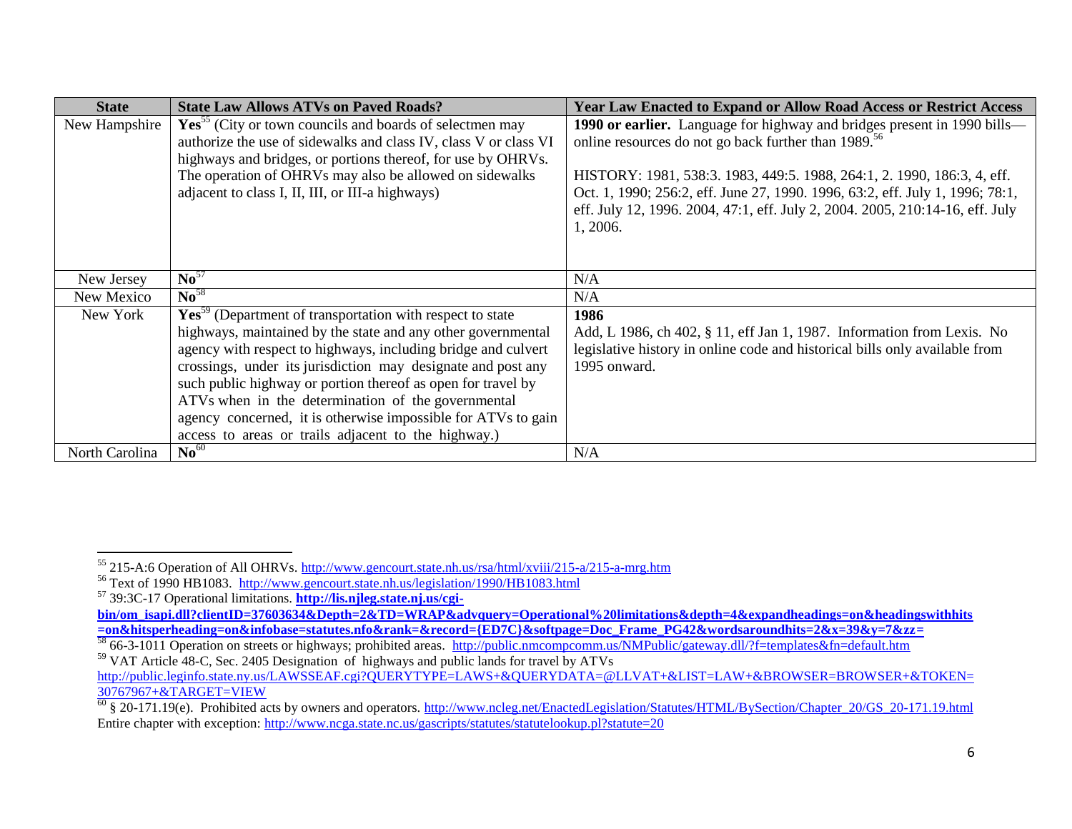| State | State Law Allows ATVs on Paved Roads? | Year Law Enacted to Expand or Allow Road Access or Restrict Access |
|---|---|---|
| New Hampshire | **Yes**[55] (City or town councils and boards of selectmen may authorize the use of sidewalks and class IV, class V or class VI highways and bridges, or portions thereof, for use by OHRVs. The operation of OHRVs may also be allowed on sidewalks adjacent to class I, II, III, or III-a highways) | **1990 or earlier.** Language for highway and bridges present in 1990 bills—online resources do not go back further than 1989.[56]<br><br>HISTORY: 1981, 538:3. 1983, 449:5. 1988, 264:1, 2. 1990, 186:3, 4, eff. Oct. 1, 1990; 256:2, eff. June 27, 1990. 1996, 63:2, eff. July 1, 1996; 78:1, eff. July 12, 1996. 2004, 47:1, eff. July 2, 2004. 2005, 210:14-16, eff. July 1, 2006. |
| New Jersey | **No**[57] | N/A |
| New Mexico | **No**[58] | N/A |
| New York | **Yes**[59] (Department of transportation with respect to state highways, maintained by the state and any other governmental agency with respect to highways, including bridge and culvert crossings, under its jurisdiction may designate and post any such public highway or portion thereof as open for travel by ATVs when in the determination of the governmental agency concerned, it is otherwise impossible for ATVs to gain access to areas or trails adjacent to the highway.) | **1986**<br>Add, L 1986, ch 402, § 11, eff Jan 1, 1987. Information from Lexis. No legislative history in online code and historical bills only available from 1995 onward. |
| North Carolina | **No**[60] | N/A |

---

[55] 215-A:6 Operation of All OHRVs. http://www.gencourt.state.nh.us/rsa/html/xviii/215-a/215-a-mrg.htm

[56] Text of 1990 HB1083. http://www.gencourt.state.nh.us/legislation/1990/HB1083.html

[57] 39:3C-17 Operational limitations. **http://lis.njleg.state.nj.us/cgi-bin/om_isapi.dll?clientID=37603634&Depth=2&TD=WRAP&advquery=Operational%20limitations&depth=4&expandheadings=on&headingswithhits=on&hitsperheading=on&infobase=statutes.nfo&rank=&record={ED7C}&softpage=Doc_Frame_PG42&wordsaroundhits=2&x=39&y=7&zz=**

[58] 66-3-1011 Operation on streets or highways; prohibited areas. http://public.nmcompcomm.us/NMPublic/gateway.dll/?f=templates&fn=default.htm

[59] VAT Article 48-C, Sec. 2405 Designation of highways and public lands for travel by ATVs http://public.leginfo.state.ny.us/LAWSSEAF.cgi?QUERYTYPE=LAWS+&QUERYDATA=@LLVAT+&LIST=LAW+&BROWSER=BROWSER+&TOKEN=30767967+&TARGET=VIEW

[60] § 20-171.19(e). Prohibited acts by owners and operators. http://www.ncleg.net/EnactedLegislation/Statutes/HTML/BySection/Chapter_20/GS_20-171.19.html
Entire chapter with exception: http://www.ncga.state.nc.us/gascripts/statutes/statutelookup.pl?statute=20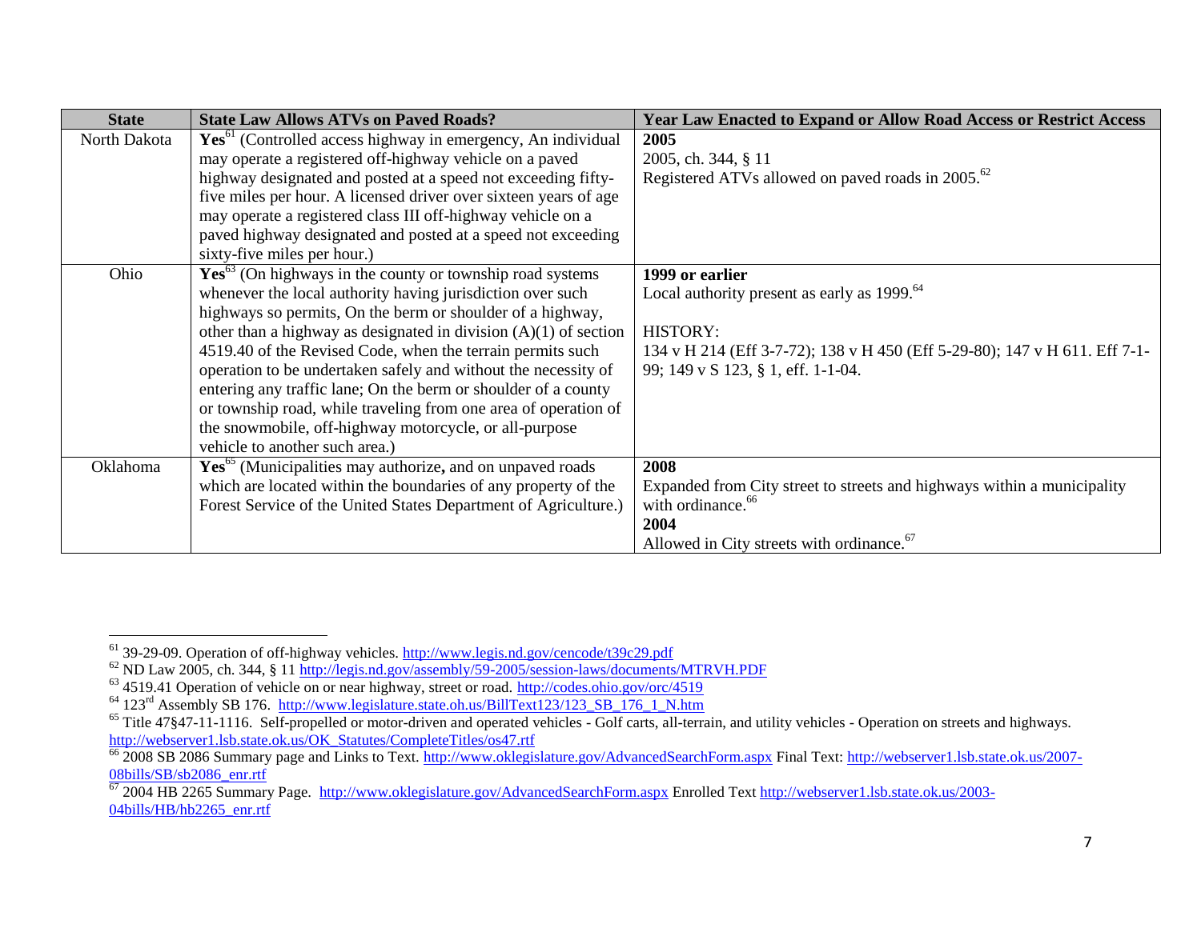| State | State Law Allows ATVs on Paved Roads? | Year Law Enacted to Expand or Allow Road Access or Restrict Access |
|---|---|---|
| North Dakota | **Yes**[61] (Controlled access highway in emergency, An individual may operate a registered off-highway vehicle on a paved highway designated and posted at a speed not exceeding fifty-five miles per hour. A licensed driver over sixteen years of age may operate a registered class III off-highway vehicle on a paved highway designated and posted at a speed not exceeding sixty-five miles per hour.) | **2005**<br>2005, ch. 344, § 11<br>Registered ATVs allowed on paved roads in 2005.[62] |
| Ohio | **Yes**[63] (On highways in the county or township road systems whenever the local authority having jurisdiction over such highways so permits, On the berm or shoulder of a highway, other than a highway as designated in division (A)(1) of section 4519.40 of the Revised Code, when the terrain permits such operation to be undertaken safely and without the necessity of entering any traffic lane; On the berm or shoulder of a county or township road, while traveling from one area of operation of the snowmobile, off-highway motorcycle, or all-purpose vehicle to another such area.) | **1999 or earlier**<br>Local authority present as early as 1999.[64]<br><br>HISTORY:<br>134 v H 214 (Eff 3-7-72); 138 v H 450 (Eff 5-29-80); 147 v H 611. Eff 7-1-99; 149 v S 123, § 1, eff. 1-1-04. |
| Oklahoma | **Yes**[65] (Municipalities may authorize**,** and on unpaved roads which are located within the boundaries of any property of the Forest Service of the United States Department of Agriculture.) | **2008**<br>Expanded from City street to streets and highways within a municipality with ordinance.[66]<br>**2004**<br>Allowed in City streets with ordinance.[67] |

---

[61] 39-29-09. Operation of off-highway vehicles. http://www.legis.nd.gov/cencode/t39c29.pdf

[62] ND Law 2005, ch. 344, § 11 http://legis.nd.gov/assembly/59-2005/session-laws/documents/MTRVH.PDF

[63] 4519.41 Operation of vehicle on or near highway, street or road. http://codes.ohio.gov/orc/4519

[64] 123rd Assembly SB 176. http://www.legislature.state.oh.us/BillText123/123_SB_176_1_N.htm

[65] Title 47§47-11-1116. Self-propelled or motor-driven and operated vehicles - Golf carts, all-terrain, and utility vehicles - Operation on streets and highways. http://webserver1.lsb.state.ok.us/OK_Statutes/CompleteTitles/os47.rtf

[66] 2008 SB 2086 Summary page and Links to Text. http://www.oklegislature.gov/AdvancedSearchForm.aspx Final Text: http://webserver1.lsb.state.ok.us/2007-08bills/SB/sb2086_enr.rtf

[67] 2004 HB 2265 Summary Page. http://www.oklegislature.gov/AdvancedSearchForm.aspx Enrolled Text http://webserver1.lsb.state.ok.us/2003-04bills/HB/hb2265_enr.rtf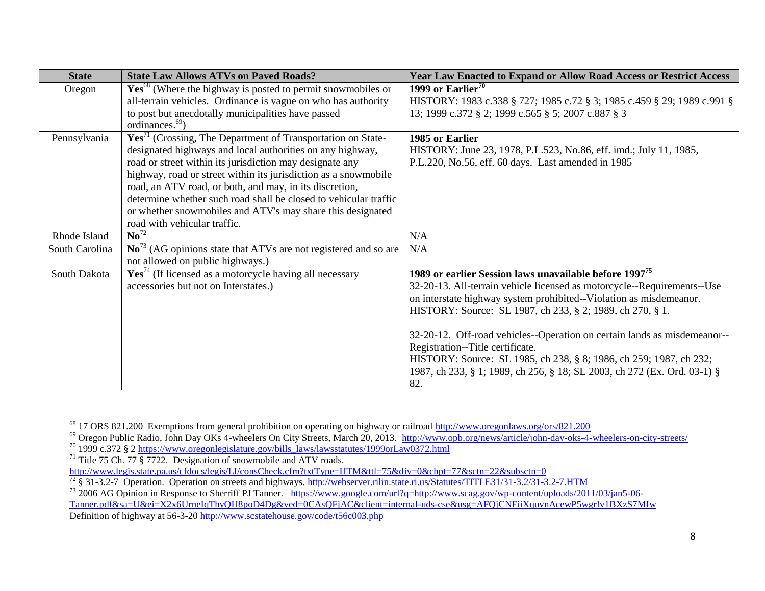| State | State Law Allows ATVs on Paved Roads? | Year Law Enacted to Expand or Allow Road Access or Restrict Access |
|---|---|---|
| Oregon | **Yes**[68] (Where the highway is posted to permit snowmobiles or all-terrain vehicles. Ordinance is vague on who has authority to post but anecdotally municipalities have passed ordinances.[69]) | **1999 or Earlier**[70] HISTORY: 1983 c.338 § 727; 1985 c.72 § 3; 1985 c.459 § 29; 1989 c.991 § 13; 1999 c.372 § 2; 1999 c.565 § 5; 2007 c.887 § 3 |
| Pennsylvania | **Yes**[71] (Crossing, The Department of Transportation on State-designated highways and local authorities on any highway, road or street within its jurisdiction may designate any highway, road or street within its jurisdiction as a snowmobile road, an ATV road, or both, and may, in its discretion, determine whether such road shall be closed to vehicular traffic or whether snowmobiles and ATV's may share this designated road with vehicular traffic. | **1985 or Earlier** HISTORY: June 23, 1978, P.L.523, No.86, eff. imd.; July 11, 1985, P.L.220, No.56, eff. 60 days. Last amended in 1985 |
| Rhode Island | **No**[72] | N/A |
| South Carolina | **No**[73] (AG opinions state that ATVs are not registered and so are not allowed on public highways.) | N/A |
| South Dakota | **Yes**[74] (If licensed as a motorcycle having all necessary accessories but not on Interstates.) | **1989 or earlier Session laws unavailable before 1997**[75] 32-20-13. All-terrain vehicle licensed as motorcycle--Requirements--Use on interstate highway system prohibited--Violation as misdemeanor. HISTORY: Source: SL 1987, ch 233, § 2; 1989, ch 270, § 1.<br><br>32-20-12. Off-road vehicles--Operation on certain lands as misdemeanor--Registration--Title certificate. HISTORY: Source: SL 1985, ch 238, § 8; 1986, ch 259; 1987, ch 232; 1987, ch 233, § 1; 1989, ch 256, § 18; SL 2003, ch 272 (Ex. Ord. 03-1) § 82. |

[68] 17 ORS 821.200 Exemptions from general prohibition on operating on highway or railroad http://www.oregonlaws.org/ors/821.200

[69] Oregon Public Radio, John Day OKs 4-wheelers On City Streets, March 20, 2013. http://www.opb.org/news/article/john-day-oks-4-wheelers-on-city-streets/

[70] 1999 c.372 § 2 https://www.oregonlegislature.gov/bills_laws/lawsstatutes/1999orLaw0372.html

[71] Title 75 Ch. 77 § 7722. Designation of snowmobile and ATV roads. http://www.legis.state.pa.us/cfdocs/legis/LI/consCheck.cfm?txtType=HTM&ttl=75&div=0&chpt=77&sctn=22&subsctn=0

[72] § 31-3.2-7 Operation. Operation on streets and highways. http://webserver.rilin.state.ri.us/Statutes/TITLE31/31-3.2/31-3.2-7.HTM

[73] 2006 AG Opinion in Response to Sherriff PJ Tanner. https://www.google.com/url?q=http://www.scag.gov/wp-content/uploads/2011/03/jan5-06-Tanner.pdf&sa=U&ei=X2x6UrneIqThyQH8poD4Dg&ved=0CAsQFjAC&client=internal-uds-cse&usg=AFQjCNFiiXquvnAcewP5wgrIv1BXzS7MIw
Definition of highway at 56-3-20 http://www.scstatehouse.gov/code/t56c003.php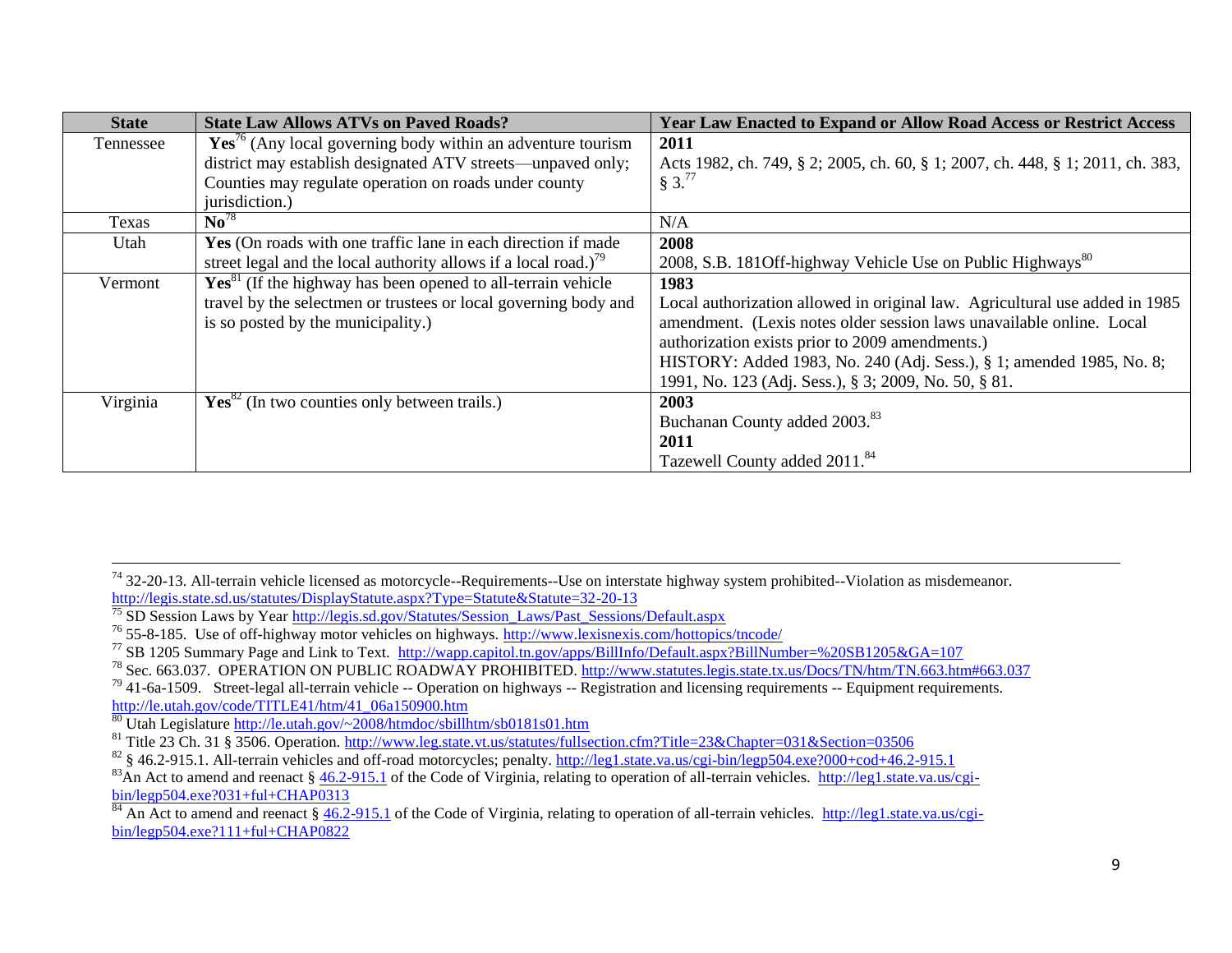| State | State Law Allows ATVs on Paved Roads? | Year Law Enacted to Expand or Allow Road Access or Restrict Access |
| --- | --- | --- |
| Tennessee | **Yes**[76] (Any local governing body within an adventure tourism district may establish designated ATV streets—unpaved only; Counties may regulate operation on roads under county jurisdiction.) | **2011**<br>Acts 1982, ch. 749, § 2; 2005, ch. 60, § 1; 2007, ch. 448, § 1; 2011, ch. 383, § 3.[77] |
| Texas | **No**[78] | N/A |
| Utah | **Yes** (On roads with one traffic lane in each direction if made street legal and the local authority allows if a local road.)[79] | **2008**<br>2008, S.B. 181Off-highway Vehicle Use on Public Highways[80] |
| Vermont | **Yes**[81] (If the highway has been opened to all-terrain vehicle travel by the selectmen or trustees or local governing body and is so posted by the municipality.) | **1983**<br>Local authorization allowed in original law. Agricultural use added in 1985 amendment. (Lexis notes older session laws unavailable online. Local authorization exists prior to 2009 amendments.)<br>HISTORY: Added 1983, No. 240 (Adj. Sess.), § 1; amended 1985, No. 8; 1991, No. 123 (Adj. Sess.), § 3; 2009, No. 50, § 81. |
| Virginia | **Yes**[82] (In two counties only between trails.) | **2003**<br>Buchanan County added 2003.[83]<br>**2011**<br>Tazewell County added 2011.[84] |

---

[74] 32-20-13. All-terrain vehicle licensed as motorcycle--Requirements--Use on interstate highway system prohibited--Violation as misdemeanor. http://legis.state.sd.us/statutes/DisplayStatute.aspx?Type=Statute&Statute=32-20-13

[75] SD Session Laws by Year http://legis.sd.gov/Statutes/Session_Laws/Past_Sessions/Default.aspx

[76] 55-8-185. Use of off-highway motor vehicles on highways. http://www.lexisnexis.com/hottopics/tncode/

[77] SB 1205 Summary Page and Link to Text. http://wapp.capitol.tn.gov/apps/BillInfo/Default.aspx?BillNumber=%20SB1205&GA=107

[78] Sec. 663.037. OPERATION ON PUBLIC ROADWAY PROHIBITED. http://www.statutes.legis.state.tx.us/Docs/TN/htm/TN.663.htm#663.037

[79] 41-6a-1509. Street-legal all-terrain vehicle -- Operation on highways -- Registration and licensing requirements -- Equipment requirements. http://le.utah.gov/code/TITLE41/htm/41_06a150900.htm

[80] Utah Legislature http://le.utah.gov/~2008/htmdoc/sbillhtm/sb0181s01.htm

[81] Title 23 Ch. 31 § 3506. Operation. http://www.leg.state.vt.us/statutes/fullsection.cfm?Title=23&Chapter=031&Section=03506

[82] § 46.2-915.1. All-terrain vehicles and off-road motorcycles; penalty. http://leg1.state.va.us/cgi-bin/legp504.exe?000+cod+46.2-915.1

[83] An Act to amend and reenact § 46.2-915.1 of the Code of Virginia, relating to operation of all-terrain vehicles. http://leg1.state.va.us/cgi-bin/legp504.exe?031+ful+CHAP0313

[84] An Act to amend and reenact § 46.2-915.1 of the Code of Virginia, relating to operation of all-terrain vehicles. http://leg1.state.va.us/cgi-bin/legp504.exe?111+ful+CHAP0822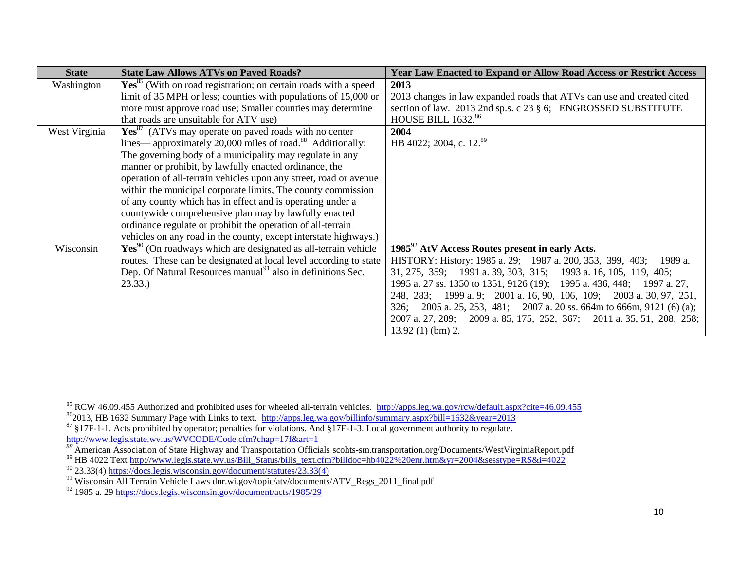| State | State Law Allows ATVs on Paved Roads? | Year Law Enacted to Expand or Allow Road Access or Restrict Access |
|---|---|---|
| Washington | **Yes**[85] (With on road registration; on certain roads with a speed limit of 35 MPH or less; counties with populations of 15,000 or more must approve road use; Smaller counties may determine that roads are unsuitable for ATV use) | **2013** 2013 changes in law expanded roads that ATVs can use and created cited section of law. 2013 2nd sp.s. c 23 § 6; ENGROSSED SUBSTITUTE HOUSE BILL 1632.[86] |
| West Virginia | **Yes**[87] (ATVs may operate on paved roads with no center lines— approximately 20,000 miles of road.[88] Additionally: The governing body of a municipality may regulate in any manner or prohibit, by lawfully enacted ordinance, the operation of all-terrain vehicles upon any street, road or avenue within the municipal corporate limits, The county commission of any county which has in effect and is operating under a countywide comprehensive plan may by lawfully enacted ordinance regulate or prohibit the operation of all-terrain vehicles on any road in the county, except interstate highways.) | **2004** HB 4022; 2004, c. 12.[89] |
| Wisconsin | **Yes**[90] (On roadways which are designated as all-terrain vehicle routes. These can be designated at local level according to state Dep. Of Natural Resources manual[91] also in definitions Sec. 23.33.) | **1985**[92] **AtV Access Routes present in early Acts.** HISTORY: History: 1985 a. 29; 1987 a. 200, 353, 399, 403; 1989 a. 31, 275, 359; 1991 a. 39, 303, 315; 1993 a. 16, 105, 119, 405; 1995 a. 27 ss. 1350 to 1351, 9126 (19); 1995 a. 436, 448; 1997 a. 27, 248, 283; 1999 a. 9; 2001 a. 16, 90, 106, 109; 2003 a. 30, 97, 251, 326; 2005 a. 25, 253, 481; 2007 a. 20 ss. 664m to 666m, 9121 (6) (a); 2007 a. 27, 209; 2009 a. 85, 175, 252, 367; 2011 a. 35, 51, 208, 258; 13.92 (1) (bm) 2. |

[85] RCW 46.09.455 Authorized and prohibited uses for wheeled all-terrain vehicles. http://apps.leg.wa.gov/rcw/default.aspx?cite=46.09.455

[86] 2013, HB 1632 Summary Page with Links to text. http://apps.leg.wa.gov/billinfo/summary.aspx?bill=1632&year=2013

[87] §17F-1-1. Acts prohibited by operator; penalties for violations. And §17F-1-3. Local government authority to regulate. http://www.legis.state.wv.us/WVCODE/Code.cfm?chap=17f&art=1

[88] American Association of State Highway and Transportation Officials scohts-sm.transportation.org/Documents/WestVirginiaReport.pdf

[89] HB 4022 Text http://www.legis.state.wv.us/Bill_Status/bills_text.cfm?billdoc=hb4022%20enr.htm&yr=2004&sesstype=RS&i=4022

[90] 23.33(4) https://docs.legis.wisconsin.gov/document/statutes/23.33(4)

[91] Wisconsin All Terrain Vehicle Laws dnr.wi.gov/topic/atv/documents/ATV_Regs_2011_final.pdf

[92] 1985 a. 29 https://docs.legis.wisconsin.gov/document/acts/1985/29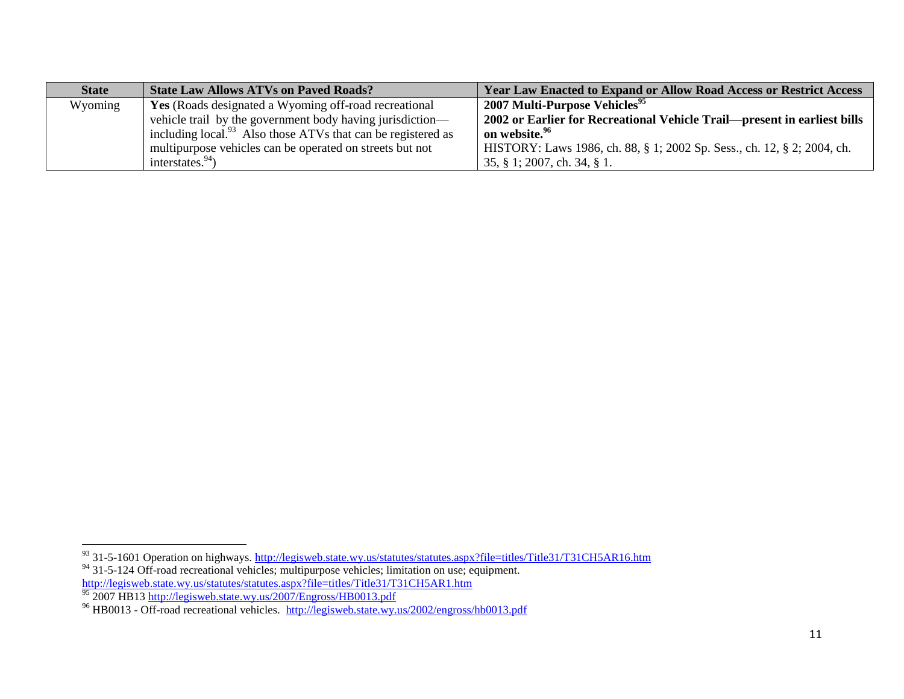| State | State Law Allows ATVs on Paved Roads? | Year Law Enacted to Expand or Allow Road Access or Restrict Access |
|---|---|---|
| Wyoming | **Yes** (Roads designated a Wyoming off-road recreational vehicle trail by the government body having jurisdiction—including local.[93] Also those ATVs that can be registered as multipurpose vehicles can be operated on streets but not interstates.[94]) | **2007 Multi-Purpose Vehicles**[95] **2002 or Earlier for Recreational Vehicle Trail—present in earliest bills on website.**[96] HISTORY: Laws 1986, ch. 88, § 1; 2002 Sp. Sess., ch. 12, § 2; 2004, ch. 35, § 1; 2007, ch. 34, § 1. |

---

[93] 31-5-1601 Operation on highways. http://legisweb.state.wy.us/statutes/statutes.aspx?file=titles/Title31/T31CH5AR16.htm

[94] 31-5-124 Off-road recreational vehicles; multipurpose vehicles; limitation on use; equipment. http://legisweb.state.wy.us/statutes/statutes.aspx?file=titles/Title31/T31CH5AR1.htm

[95] 2007 HB13 http://legisweb.state.wy.us/2007/Engross/HB0013.pdf

[96] HB0013 - Off-road recreational vehicles. http://legisweb.state.wy.us/2002/engross/hb0013.pdf